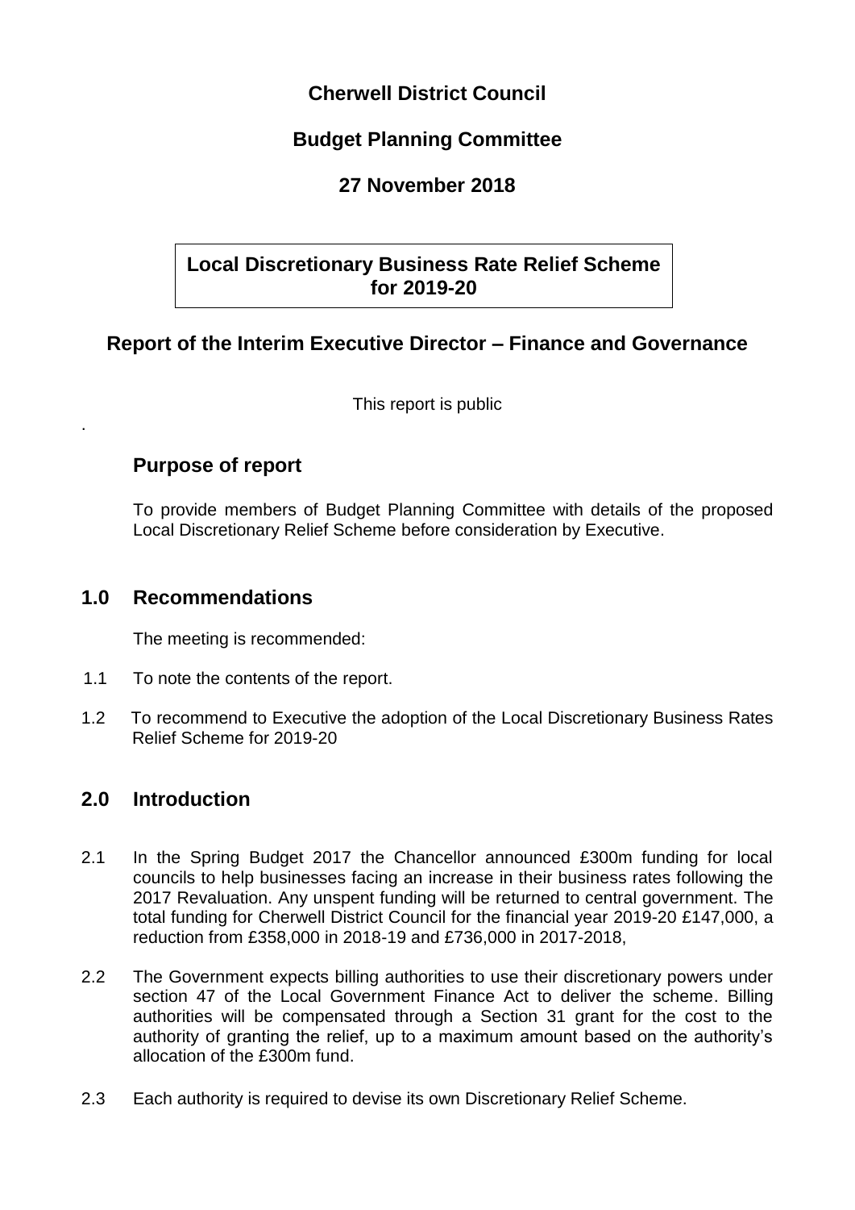# Cherwell District Council

## Budget Planning Committee

## 27 November 2018

## Local Discretionary Business Rate Relief Scheme for 2019-20

## Report of the Interim Executive Director – Finance and Governance

This report is public

.

## Purpose of report

To provide members of Budget Planning Committee with details of the proposed Local Discretionary Relief Scheme before consideration by Executive.

## 1.0 Recommendations

The meeting is recommended:

1.1 To note the contents of the report.

1.2 To recommend to Executive the adoption of the Local Discretionary Business Rates Relief Scheme for 2019-20

## 2.0 Introduction

2.1 In the Spring Budget 2017 the Chancellor announced £300m funding for local councils to help businesses facing an increase in their business rates following the 2017 Revaluation. Any unspent funding will be returned to central government. The total funding for Cherwell District Council for the financial year 2019-20 £147,000, a reduction from £358,000 in 2018-19 and £736,000 in 2017-2018,

2.2 The Government expects billing authorities to use their discretionary powers under section 47 of the Local Government Finance Act to deliver the scheme. Billing authorities will be compensated through a Section 31 grant for the cost to the authority of granting the relief, up to a maximum amount based on the authority's allocation of the £300m fund.

2.3 Each authority is required to devise its own Discretionary Relief Scheme.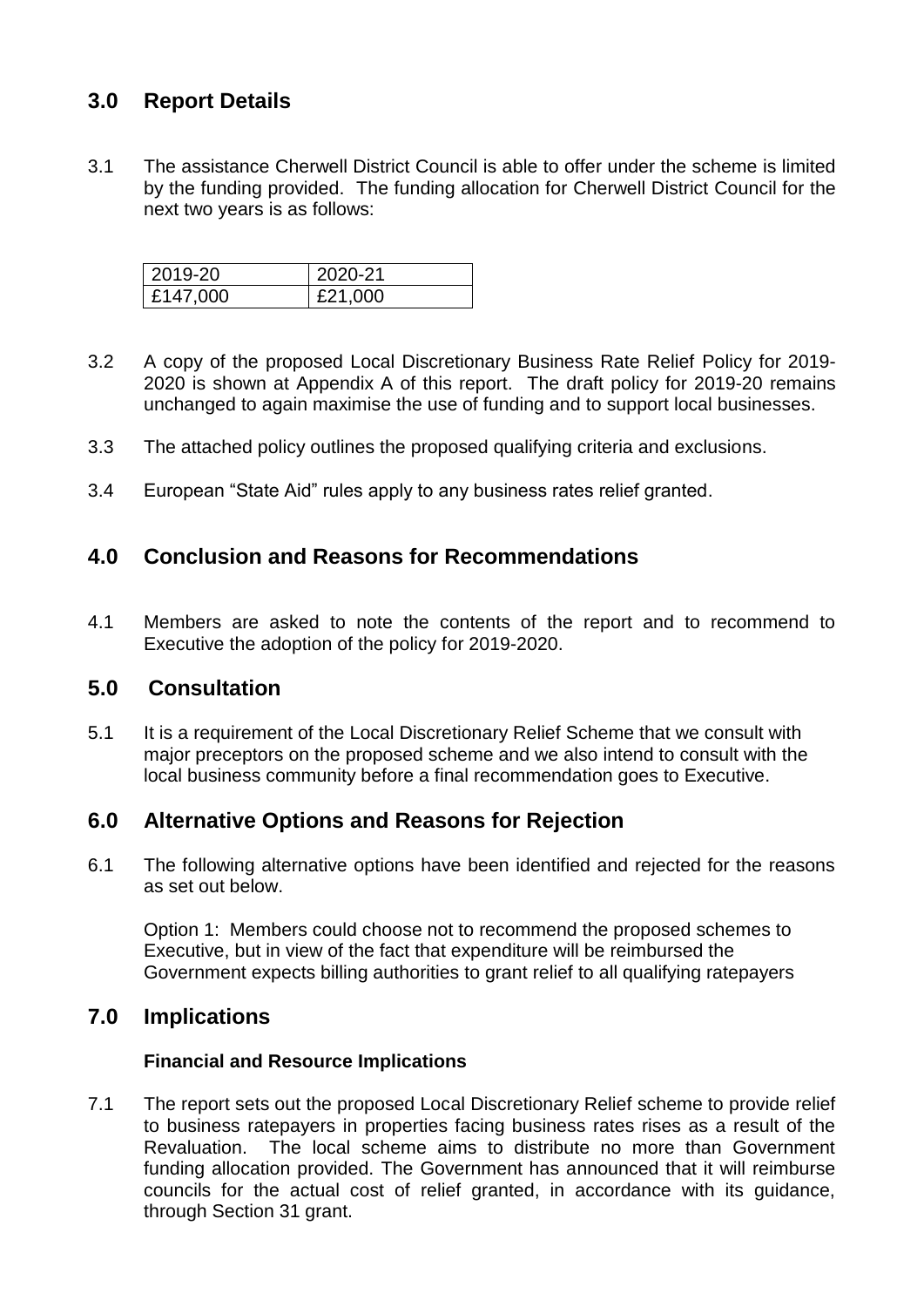## 3.0 Report Details

3.1 The assistance Cherwell District Council is able to offer under the scheme is limited by the funding provided. The funding allocation for Cherwell District Council for the next two years is as follows:

| 2019-20 | 2020-21 |
|---|---|
| £147,000 | £21,000 |

3.2 A copy of the proposed Local Discretionary Business Rate Relief Policy for 2019-2020 is shown at Appendix A of this report. The draft policy for 2019-20 remains unchanged to again maximise the use of funding and to support local businesses.

3.3 The attached policy outlines the proposed qualifying criteria and exclusions.

3.4 European "State Aid" rules apply to any business rates relief granted.

## 4.0 Conclusion and Reasons for Recommendations

4.1 Members are asked to note the contents of the report and to recommend to Executive the adoption of the policy for 2019-2020.

## 5.0 Consultation

5.1 It is a requirement of the Local Discretionary Relief Scheme that we consult with major preceptors on the proposed scheme and we also intend to consult with the local business community before a final recommendation goes to Executive.

## 6.0 Alternative Options and Reasons for Rejection

6.1 The following alternative options have been identified and rejected for the reasons as set out below.

Option 1: Members could choose not to recommend the proposed schemes to Executive, but in view of the fact that expenditure will be reimbursed the Government expects billing authorities to grant relief to all qualifying ratepayers

## 7.0 Implications

**Financial and Resource Implications**

7.1 The report sets out the proposed Local Discretionary Relief scheme to provide relief to business ratepayers in properties facing business rates rises as a result of the Revaluation. The local scheme aims to distribute no more than Government funding allocation provided. The Government has announced that it will reimburse councils for the actual cost of relief granted, in accordance with its guidance, through Section 31 grant.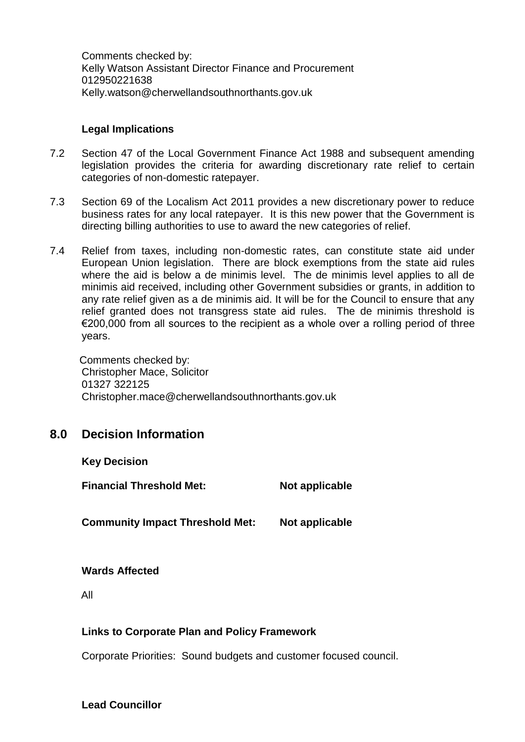Comments checked by:
Kelly Watson Assistant Director Finance and Procurement
012950221638
Kelly.watson@cherwellandsouthnorthants.gov.uk

### Legal Implications

7.2 Section 47 of the Local Government Finance Act 1988 and subsequent amending legislation provides the criteria for awarding discretionary rate relief to certain categories of non-domestic ratepayer.

7.3 Section 69 of the Localism Act 2011 provides a new discretionary power to reduce business rates for any local ratepayer. It is this new power that the Government is directing billing authorities to use to award the new categories of relief.

7.4 Relief from taxes, including non-domestic rates, can constitute state aid under European Union legislation. There are block exemptions from the state aid rules where the aid is below a de minimis level. The de minimis level applies to all de minimis aid received, including other Government subsidies or grants, in addition to any rate relief given as a de minimis aid. It will be for the Council to ensure that any relief granted does not transgress state aid rules. The de minimis threshold is €200,000 from all sources to the recipient as a whole over a rolling period of three years.

Comments checked by:
Christopher Mace, Solicitor
01327 322125
Christopher.mace@cherwellandsouthnorthants.gov.uk

## 8.0 Decision Information

**Key Decision**

**Financial Threshold Met:** **Not applicable**

**Community Impact Threshold Met:** **Not applicable**

**Wards Affected**

All

**Links to Corporate Plan and Policy Framework**

Corporate Priorities: Sound budgets and customer focused council.

**Lead Councillor**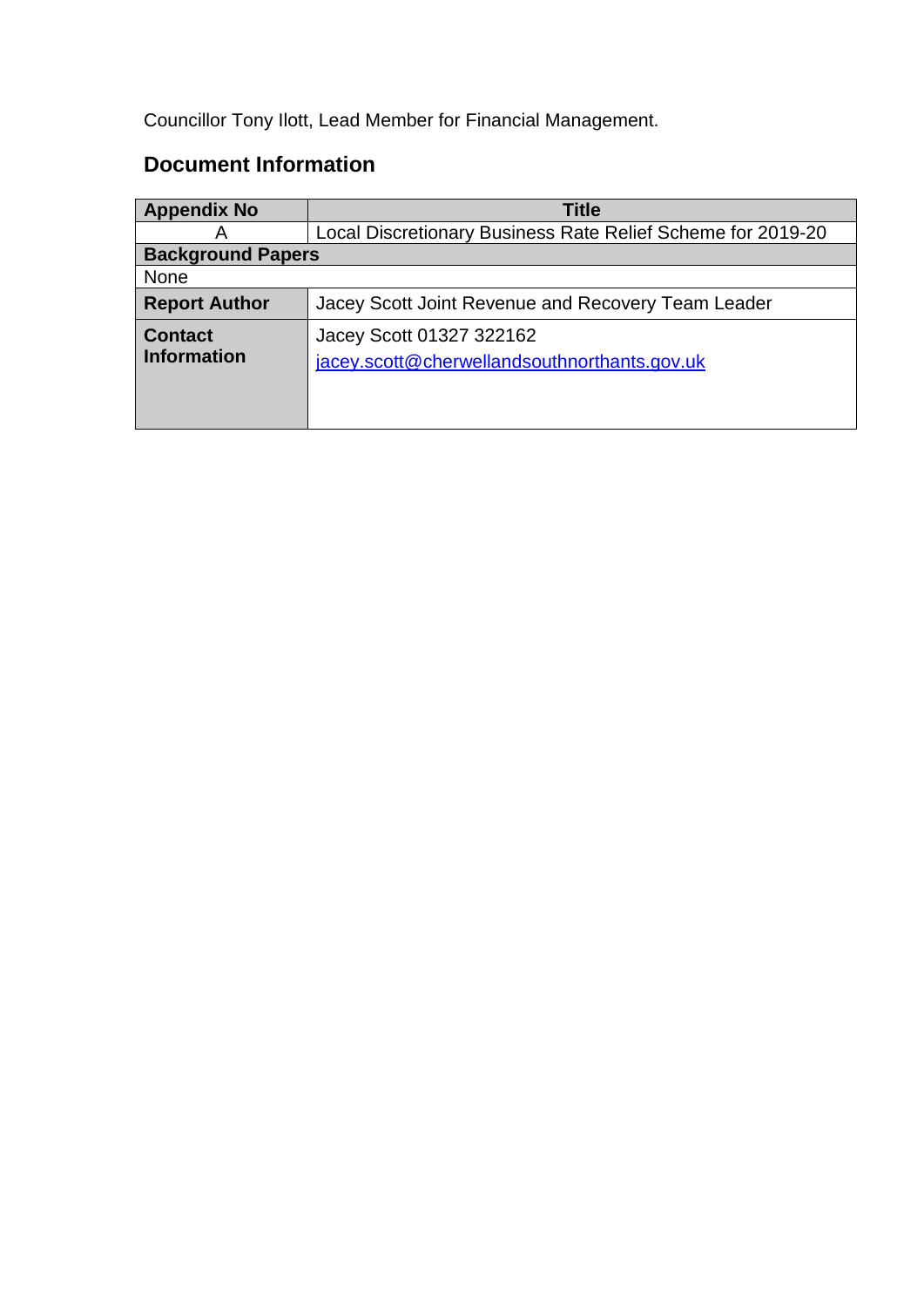Councillor Tony Ilott, Lead Member for Financial Management.

## Document Information

| Appendix No | Title |
|---|---|
| A | Local Discretionary Business Rate Relief Scheme for 2019-20 |
| **Background Papers** | |
| None | |
| **Report Author** | Jacey Scott Joint Revenue and Recovery Team Leader |
| **Contact Information** | Jacey Scott 01327 322162 jacey.scott@cherwellandsouthnorthants.gov.uk |